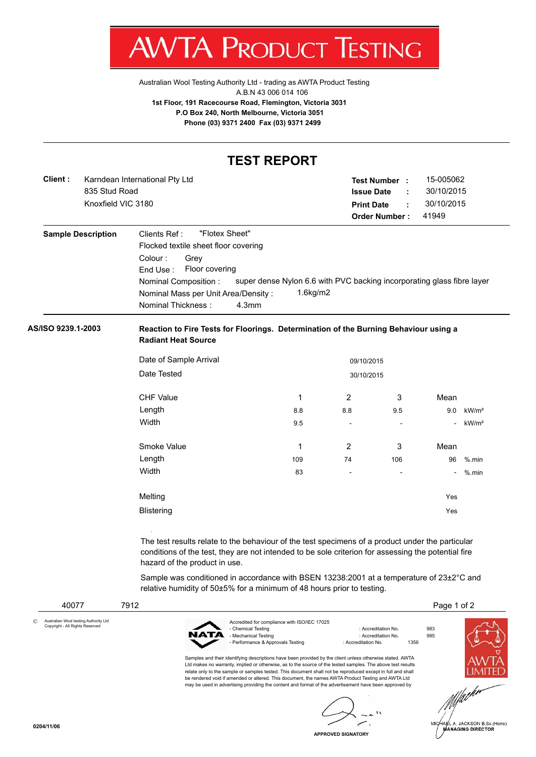# AWTA PRODUCT TESTING

Australian Wool Testing Authority Ltd - trading as AWTA Product Testing
A.B.N 43 006 014 106
**1st Floor, 191 Racecourse Road, Flemington, Victoria 3031**
**P.O Box 240, North Melbourne, Victoria 3051**
**Phone (03) 9371 2400 Fax (03) 9371 2499**

## TEST REPORT

**Client :** Karndean International Pty Ltd
835 Stud Road
Knoxfield VIC 3180

**Test Number :** 15-005062
**Issue Date :** 30/10/2015
**Print Date :** 30/10/2015
**Order Number :** 41949

**Sample Description**

Clients Ref : "Flotex Sheet"
Flocked textile sheet floor covering
Colour : Grey
End Use : Floor covering
Nominal Composition : super dense Nylon 6.6 with PVC backing incorporating glass fibre layer
Nominal Mass per Unit Area/Density : 1.6kg/m2
Nominal Thickness : 4.3mm

**AS/ISO 9239.1-2003**

**Reaction to Fire Tests for Floorings. Determination of the Burning Behaviour using a Radiant Heat Source**

Date of Sample Arrival: 09/10/2015
Date Tested: 30/10/2015

| CHF Value | 1 | 2 | 3 | Mean | |
|---|---|---|---|---|---|
| Length | 8.8 | 8.8 | 9.5 | 9.0 | kW/m² |
| Width | 9.5 | - | - | - | kW/m² |

| Smoke Value | 1 | 2 | 3 | Mean | |
|---|---|---|---|---|---|
| Length | 109 | 74 | 106 | 96 | %.min |
| Width | 83 | - | - | - | %.min |

| | |
|---|---|
| Melting | Yes |
| Blistering | Yes |

The test results relate to the behaviour of the test specimens of a product under the particular conditions of the test, they are not intended to be sole criterion for assessing the potential fire hazard of the product in use.

Sample was conditioned in accordance with BSEN 13238:2001 at a temperature of 23±2°C and relative humidity of 50±5% for a minimum of 48 hours prior to testing.

40077 7912

© Australian Wool testing Authority Ltd Copyright - All Rights Reserved

Accredited for compliance with ISO/IEC 17025
- Chemical Testing : Accreditation No. 983
- Mechanical Testing : Accreditation No. 985
- Performance & Approvals Testing : Accreditation No. 1356

Samples and their identifying descriptions have been provided by the client unless otherwise stated. AWTA Ltd makes no warranty, implied or otherwise, as to the source of the tested samples. The above test results relate only to the sample or samples tested. This document shall not be reproduced except in full and shall be rendered void if amended or altered. This document, the names AWTA Product Testing and AWTA Ltd may be used in advertising providing the content and format of the advertisement have been approved by

APPROVED SIGNATORY

MICHAEL A. JACKSON B.Sc.(Hons)
MANAGING DIRECTOR

0204/11/06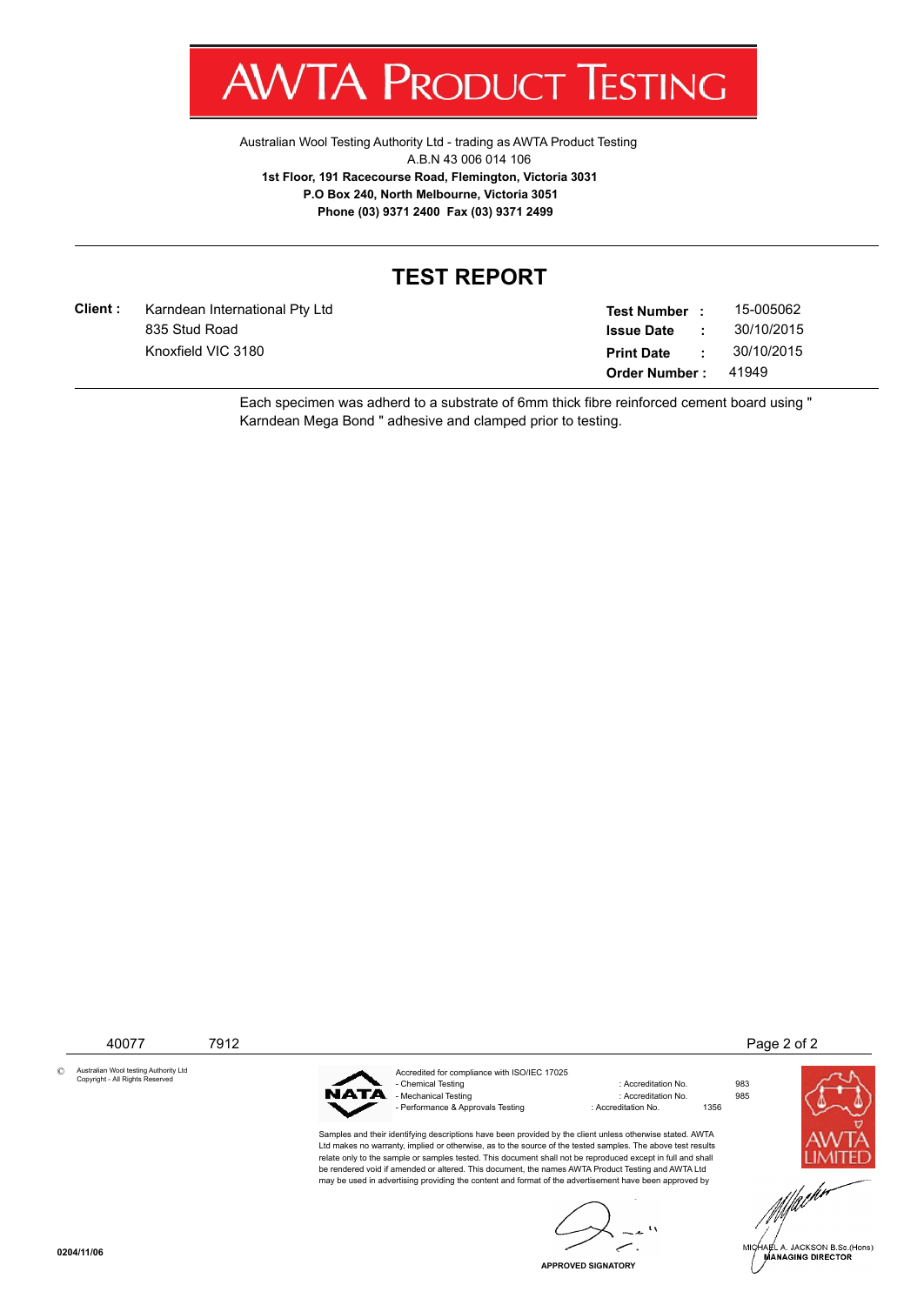# AWTA PRODUCT TESTING

Australian Wool Testing Authority Ltd - trading as AWTA Product Testing
A.B.N 43 006 014 106
**1st Floor, 191 Racecourse Road, Flemington, Victoria 3031**
**P.O Box 240, North Melbourne, Victoria 3051**
**Phone (03) 9371 2400 Fax (03) 9371 2499**

## TEST REPORT

**Client :** Karndean International Pty Ltd
835 Stud Road
Knoxfield VIC 3180

**Test Number :** 15-005062
**Issue Date :** 30/10/2015
**Print Date :** 30/10/2015
**Order Number :** 41949

Each specimen was adherd to a substrate of 6mm thick fibre reinforced cement board using " Karndean Mega Bond " adhesive and clamped prior to testing.

40077 7912

© Australian Wool testing Authority Ltd
Copyright - All Rights Reserved

NATA

Accredited for compliance with ISO/IEC 17025
- Chemical Testing : Accreditation No. 983
- Mechanical Testing : Accreditation No. 985
- Performance & Approvals Testing : Accreditation No. 1356

Samples and their identifying descriptions have been provided by the client unless otherwise stated. AWTA Ltd makes no warranty, implied or otherwise, as to the source of the tested samples. The above test results relate only to the sample or samples tested. This document shall not be reproduced except in full and shall be rendered void if amended or altered. This document, the names AWTA Product Testing and AWTA Ltd may be used in advertising providing the content and format of the advertisement have been approved by

AWTA LIMITED

APPROVED SIGNATORY

MICHAEL A. JACKSON B.Sc.(Hons)
**MANAGING DIRECTOR**

0204/11/06